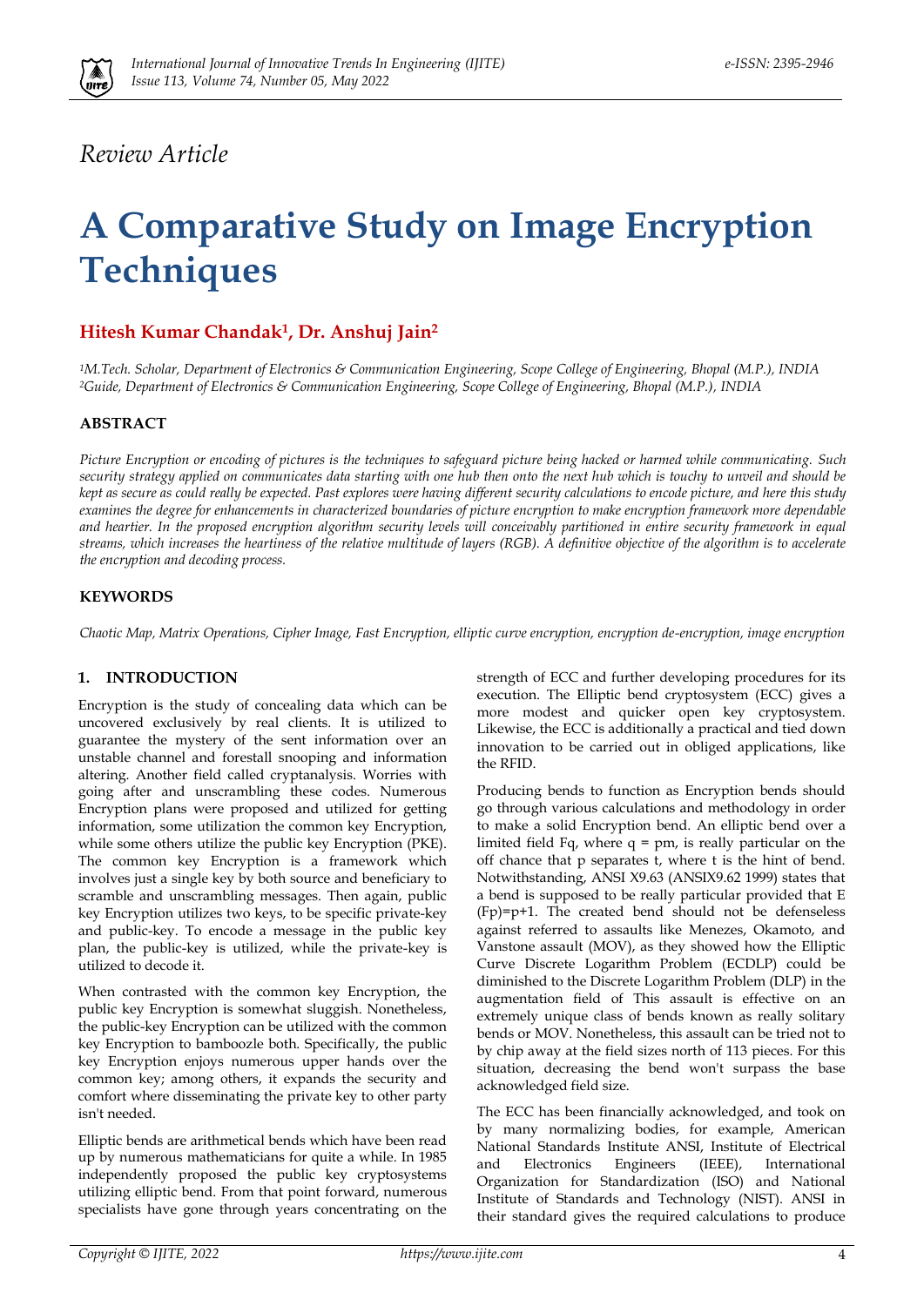*Review Article*

# A Comparative Study on Image Encryption Techniques

**Hitesh Kumar Chandak[1], Dr. Anshuj Jain[2]**

*[1]M.Tech. Scholar, Department of Electronics & Communication Engineering, Scope College of Engineering, Bhopal (M.P.), INDIA*
*[2]Guide, Department of Electronics & Communication Engineering, Scope College of Engineering, Bhopal (M.P.), INDIA*

### ABSTRACT

*Picture Encryption or encoding of pictures is the techniques to safeguard picture being hacked or harmed while communicating. Such security strategy applied on communicates data starting with one hub then onto the next hub which is touchy to unveil and should be kept as secure as could really be expected. Past explores were having different security calculations to encode picture, and here this study examines the degree for enhancements in characterized boundaries of picture encryption to make encryption framework more dependable and heartier. In the proposed encryption algorithm security levels will conceivably partitioned in entire security framework in equal streams, which increases the heartiness of the relative multitude of layers (RGB). A definitive objective of the algorithm is to accelerate the encryption and decoding process.*

### KEYWORDS

*Chaotic Map, Matrix Operations, Cipher Image, Fast Encryption, elliptic curve encryption, encryption de-encryption, image encryption*

### 1. INTRODUCTION

Encryption is the study of concealing data which can be uncovered exclusively by real clients. It is utilized to guarantee the mystery of the sent information over an unstable channel and forestall snooping and information altering. Another field called cryptanalysis. Worries with going after and unscrambling these codes. Numerous Encryption plans were proposed and utilized for getting information, some utilization the common key Encryption, while some others utilize the public key Encryption (PKE). The common key Encryption is a framework which involves just a single key by both source and beneficiary to scramble and unscrambling messages. Then again, public key Encryption utilizes two keys, to be specific private-key and public-key. To encode a message in the public key plan, the public-key is utilized, while the private-key is utilized to decode it.

When contrasted with the common key Encryption, the public key Encryption is somewhat sluggish. Nonetheless, the public-key Encryption can be utilized with the common key Encryption to bamboozle both. Specifically, the public key Encryption enjoys numerous upper hands over the common key; among others, it expands the security and comfort where disseminating the private key to other party isn't needed.

Elliptic bends are arithmetical bends which have been read up by numerous mathematicians for quite a while. In 1985 independently proposed the public key cryptosystems utilizing elliptic bend. From that point forward, numerous specialists have gone through years concentrating on the strength of ECC and further developing procedures for its execution. The Elliptic bend cryptosystem (ECC) gives a more modest and quicker open key cryptosystem. Likewise, the ECC is additionally a practical and tied down innovation to be carried out in obliged applications, like the RFID.

Producing bends to function as Encryption bends should go through various calculations and methodology in order to make a solid Encryption bend. An elliptic bend over a limited field Fq, where q = pm, is really particular on the off chance that p separates t, where t is the hint of bend. Notwithstanding, ANSI X9.63 (ANSIX9.62 1999) states that a bend is supposed to be really particular provided that E (Fp)=p+1. The created bend should not be defenseless against referred to assaults like Menezes, Okamoto, and Vanstone assault (MOV), as they showed how the Elliptic Curve Discrete Logarithm Problem (ECDLP) could be diminished to the Discrete Logarithm Problem (DLP) in the augmentation field of This assault is effective on an extremely unique class of bends known as really solitary bends or MOV. Nonetheless, this assault can be tried not to by chip away at the field sizes north of 113 pieces. For this situation, decreasing the bend won't surpass the base acknowledged field size.

The ECC has been financially acknowledged, and took on by many normalizing bodies, for example, American National Standards Institute ANSI, Institute of Electrical and Electronics Engineers (IEEE), International Organization for Standardization (ISO) and National Institute of Standards and Technology (NIST). ANSI in their standard gives the required calculations to produce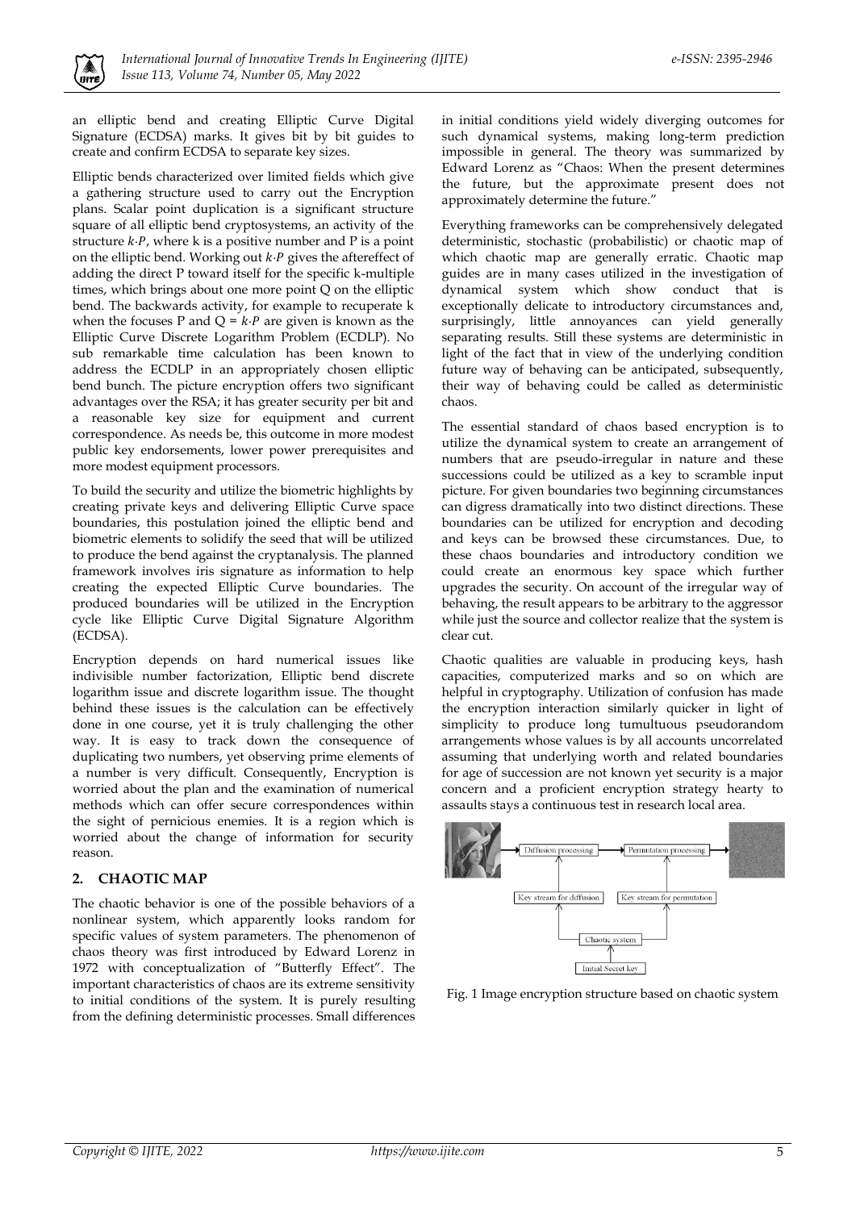an elliptic bend and creating Elliptic Curve Digital Signature (ECDSA) marks. It gives bit by bit guides to create and confirm ECDSA to separate key sizes.

Elliptic bends characterized over limited fields which give a gathering structure used to carry out the Encryption plans. Scalar point duplication is a significant structure square of all elliptic bend cryptosystems, an activity of the structure $k{\cdot}P$, where k is a positive number and P is a point on the elliptic bend. Working out $k{\cdot}P$ gives the aftereffect of adding the direct P toward itself for the specific k-multiple times, which brings about one more point Q on the elliptic bend. The backwards activity, for example to recuperate k when the focuses P and $Q = k{\cdot}P$ are given is known as the Elliptic Curve Discrete Logarithm Problem (ECDLP). No sub remarkable time calculation has been known to address the ECDLP in an appropriately chosen elliptic bend bunch. The picture encryption offers two significant advantages over the RSA; it has greater security per bit and a reasonable key size for equipment and current correspondence. As needs be, this outcome in more modest public key endorsements, lower power prerequisites and more modest equipment processors.

To build the security and utilize the biometric highlights by creating private keys and delivering Elliptic Curve space boundaries, this postulation joined the elliptic bend and biometric elements to solidify the seed that will be utilized to produce the bend against the cryptanalysis. The planned framework involves iris signature as information to help creating the expected Elliptic Curve boundaries. The produced boundaries will be utilized in the Encryption cycle like Elliptic Curve Digital Signature Algorithm (ECDSA).

Encryption depends on hard numerical issues like indivisible number factorization, Elliptic bend discrete logarithm issue and discrete logarithm issue. The thought behind these issues is the calculation can be effectively done in one course, yet it is truly challenging the other way. It is easy to track down the consequence of duplicating two numbers, yet observing prime elements of a number is very difficult. Consequently, Encryption is worried about the plan and the examination of numerical methods which can offer secure correspondences within the sight of pernicious enemies. It is a region which is worried about the change of information for security reason.

## 2. CHAOTIC MAP

The chaotic behavior is one of the possible behaviors of a nonlinear system, which apparently looks random for specific values of system parameters. The phenomenon of chaos theory was first introduced by Edward Lorenz in 1972 with conceptualization of "Butterfly Effect". The important characteristics of chaos are its extreme sensitivity to initial conditions of the system. It is purely resulting from the defining deterministic processes. Small differences in initial conditions yield widely diverging outcomes for such dynamical systems, making long-term prediction impossible in general. The theory was summarized by Edward Lorenz as "Chaos: When the present determines the future, but the approximate present does not approximately determine the future."

Everything frameworks can be comprehensively delegated deterministic, stochastic (probabilistic) or chaotic map of which chaotic map are generally erratic. Chaotic map guides are in many cases utilized in the investigation of dynamical system which show conduct that is exceptionally delicate to introductory circumstances and, surprisingly, little annoyances can yield generally separating results. Still these systems are deterministic in light of the fact that in view of the underlying condition future way of behaving can be anticipated, subsequently, their way of behaving could be called as deterministic chaos.

The essential standard of chaos based encryption is to utilize the dynamical system to create an arrangement of numbers that are pseudo-irregular in nature and these successions could be utilized as a key to scramble input picture. For given boundaries two beginning circumstances can digress dramatically into two distinct directions. These boundaries can be utilized for encryption and decoding and keys can be browsed these circumstances. Due, to these chaos boundaries and introductory condition we could create an enormous key space which further upgrades the security. On account of the irregular way of behaving, the result appears to be arbitrary to the aggressor while just the source and collector realize that the system is clear cut.

Chaotic qualities are valuable in producing keys, hash capacities, computerized marks and so on which are helpful in cryptography. Utilization of confusion has made the encryption interaction similarly quicker in light of simplicity to produce long tumultuous pseudorandom arrangements whose values is by all accounts uncorrelated assuming that underlying worth and related boundaries for age of succession are not known yet security is a major concern and a proficient encryption strategy hearty to assaults stays a continuous test in research local area.

Fig. 1 Image encryption structure based on chaotic system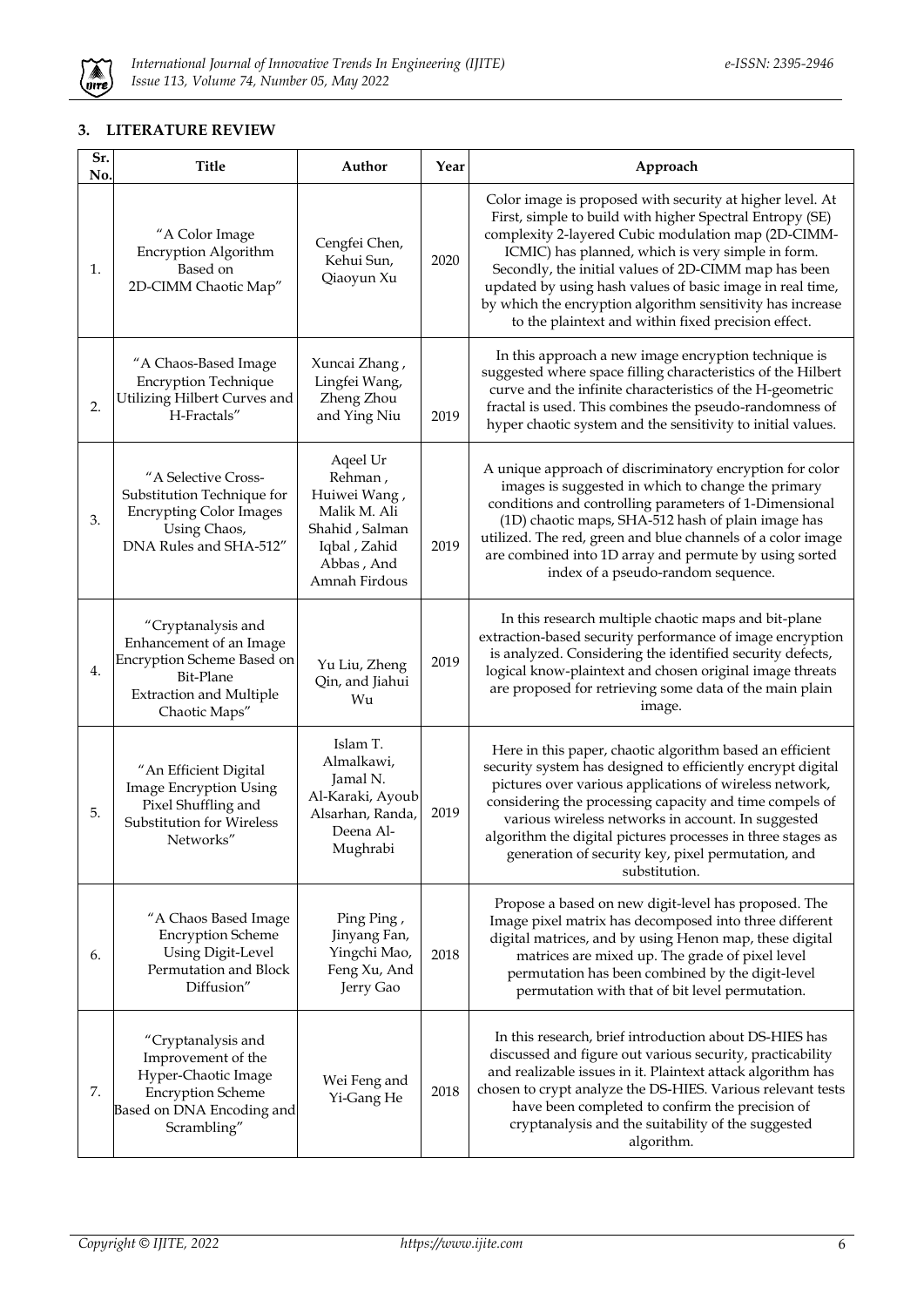## 3. LITERATURE REVIEW

| Sr. No. | Title | Author | Year | Approach |
|---|---|---|---|---|
| 1. | "A Color Image Encryption Algorithm Based on 2D-CIMM Chaotic Map" | Cengfei Chen, Kehui Sun, Qiaoyun Xu | 2020 | Color image is proposed with security at higher level. At First, simple to build with higher Spectral Entropy (SE) complexity 2-layered Cubic modulation map (2D-CIMM-ICMIC) has planned, which is very simple in form. Secondly, the initial values of 2D-CIMM map has been updated by using hash values of basic image in real time, by which the encryption algorithm sensitivity has increase to the plaintext and within fixed precision effect. |
| 2. | "A Chaos-Based Image Encryption Technique Utilizing Hilbert Curves and H-Fractals" | Xuncai Zhang , Lingfei Wang, Zheng Zhou and Ying Niu | 2019 | In this approach a new image encryption technique is suggested where space filling characteristics of the Hilbert curve and the infinite characteristics of the H-geometric fractal is used. This combines the pseudo-randomness of hyper chaotic system and the sensitivity to initial values. |
| 3. | "A Selective Cross-Substitution Technique for Encrypting Color Images Using Chaos, DNA Rules and SHA-512" | Aqeel Ur Rehman , Huiwei Wang , Malik M. Ali Shahid , Salman Iqbal , Zahid Abbas , And Amnah Firdous | 2019 | A unique approach of discriminatory encryption for color images is suggested in which to change the primary conditions and controlling parameters of 1-Dimensional (1D) chaotic maps, SHA-512 hash of plain image has utilized. The red, green and blue channels of a color image are combined into 1D array and permute by using sorted index of a pseudo-random sequence. |
| 4. | "Cryptanalysis and Enhancement of an Image Encryption Scheme Based on Bit-Plane Extraction and Multiple Chaotic Maps" | Yu Liu, Zheng Qin, and Jiahui Wu | 2019 | In this research multiple chaotic maps and bit-plane extraction-based security performance of image encryption is analyzed. Considering the identified security defects, logical know-plaintext and chosen original image threats are proposed for retrieving some data of the main plain image. |
| 5. | "An Efficient Digital Image Encryption Using Pixel Shuffling and Substitution for Wireless Networks" | Islam T. Almalkawi, Jamal N. Al-Karaki, Ayoub Alsarhan, Randa, Deena Al-Mughrabi | 2019 | Here in this paper, chaotic algorithm based an efficient security system has designed to efficiently encrypt digital pictures over various applications of wireless network, considering the processing capacity and time compels of various wireless networks in account. In suggested algorithm the digital pictures processes in three stages as generation of security key, pixel permutation, and substitution. |
| 6. | "A Chaos Based Image Encryption Scheme Using Digit-Level Permutation and Block Diffusion" | Ping Ping , Jinyang Fan, Yingchi Mao, Feng Xu, And Jerry Gao | 2018 | Propose a based on new digit-level has proposed. The Image pixel matrix has decomposed into three different digital matrices, and by using Henon map, these digital matrices are mixed up. The grade of pixel level permutation has been combined by the digit-level permutation with that of bit level permutation. |
| 7. | "Cryptanalysis and Improvement of the Hyper-Chaotic Image Encryption Scheme Based on DNA Encoding and Scrambling" | Wei Feng and Yi-Gang He | 2018 | In this research, brief introduction about DS-HIES has discussed and figure out various security, practicability and realizable issues in it. Plaintext attack algorithm has chosen to crypt analyze the DS-HIES. Various relevant tests have been completed to confirm the precision of cryptanalysis and the suitability of the suggested algorithm. |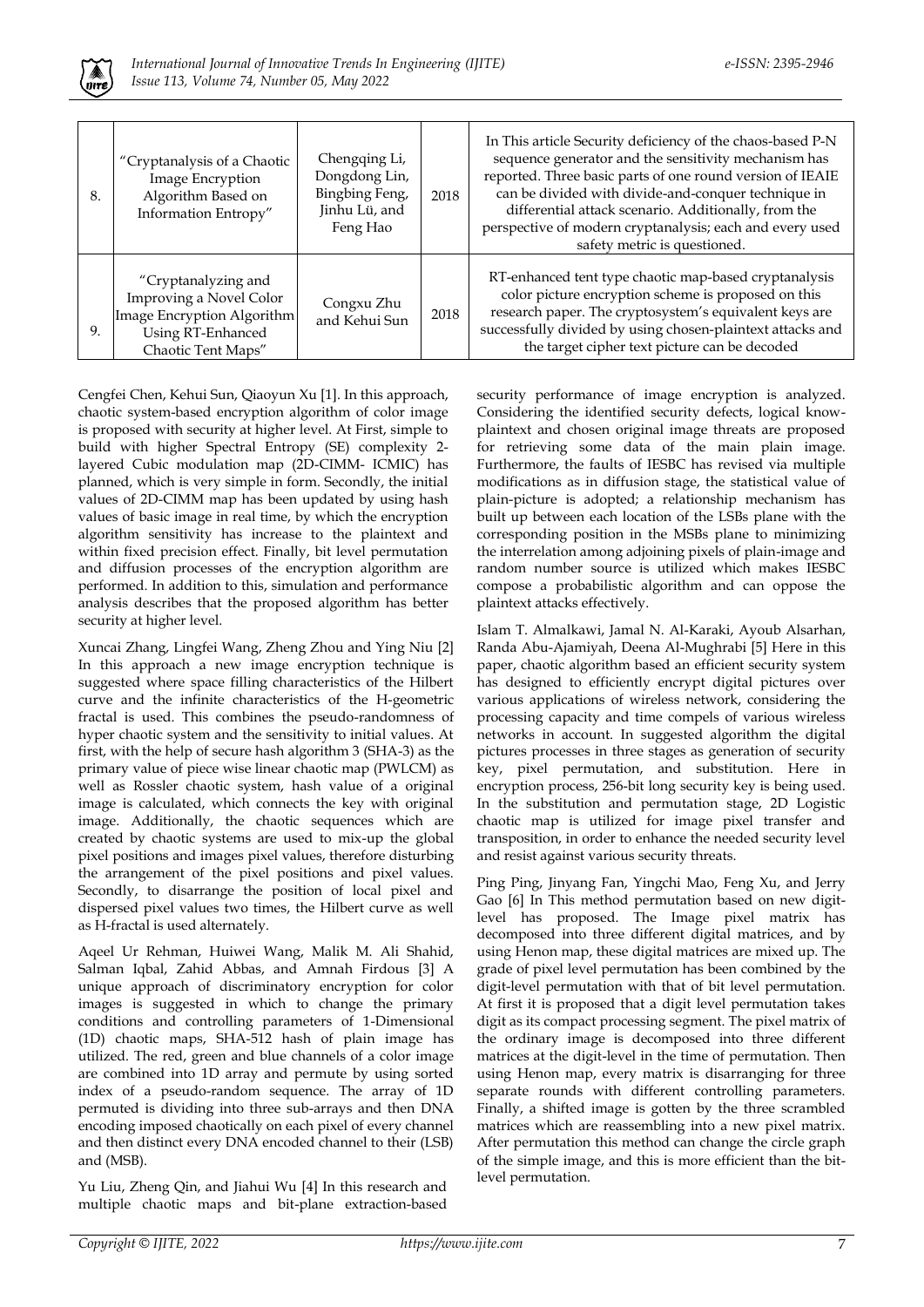| 8. | "Cryptanalysis of a Chaotic Image Encryption Algorithm Based on Information Entropy" | Chengqing Li, Dongdong Lin, Bingbing Feng, Jinhu Lü, and Feng Hao | 2018 | In This article Security deficiency of the chaos-based P-N sequence generator and the sensitivity mechanism has reported. Three basic parts of one round version of IEAIE can be divided with divide-and-conquer technique in differential attack scenario. Additionally, from the perspective of modern cryptanalysis; and every used safety metric is questioned. |
|---|---|---|---|---|
| 9. | "Cryptanalyzing and Improving a Novel Color Image Encryption Algorithm Using RT-Enhanced Chaotic Tent Maps" | Congxu Zhu and Kehui Sun | 2018 | RT-enhanced tent type chaotic map-based cryptanalysis color picture encryption scheme is proposed on this research paper. The cryptosystem's equivalent keys are successfully divided by using chosen-plaintext attacks and the target cipher text picture can be decoded |

Cengfei Chen, Kehui Sun, Qiaoyun Xu [1]. In this approach, chaotic system-based encryption algorithm of color image is proposed with security at higher level. At First, simple to build with higher Spectral Entropy (SE) complexity 2-layered Cubic modulation map (2D-CIMM- ICMIC) has planned, which is very simple in form. Secondly, the initial values of 2D-CIMM map has been updated by using hash values of basic image in real time, by which the encryption algorithm sensitivity has increase to the plaintext and within fixed precision effect. Finally, bit level permutation and diffusion processes of the encryption algorithm are performed. In addition to this, simulation and performance analysis describes that the proposed algorithm has better security at higher level.

Xuncai Zhang, Lingfei Wang, Zheng Zhou and Ying Niu [2] In this approach a new image encryption technique is suggested where space filling characteristics of the Hilbert curve and the infinite characteristics of the H-geometric fractal is used. This combines the pseudo-randomness of hyper chaotic system and the sensitivity to initial values. At first, with the help of secure hash algorithm 3 (SHA-3) as the primary value of piece wise linear chaotic map (PWLCM) as well as Rossler chaotic system, hash value of a original image is calculated, which connects the key with original image. Additionally, the chaotic sequences which are created by chaotic systems are used to mix-up the global pixel positions and images pixel values, therefore disturbing the arrangement of the pixel positions and pixel values. Secondly, to disarrange the position of local pixel and dispersed pixel values two times, the Hilbert curve as well as H-fractal is used alternately.

Aqeel Ur Rehman, Huiwei Wang, Malik M. Ali Shahid, Salman Iqbal, Zahid Abbas, and Amnah Firdous [3] A unique approach of discriminatory encryption for color images is suggested in which to change the primary conditions and controlling parameters of 1-Dimensional (1D) chaotic maps, SHA-512 hash of plain image has utilized. The red, green and blue channels of a color image are combined into 1D array and permute by using sorted index of a pseudo-random sequence. The array of 1D permuted is dividing into three sub-arrays and then DNA encoding imposed chaotically on each pixel of every channel and then distinct every DNA encoded channel to their (LSB) and (MSB).

Yu Liu, Zheng Qin, and Jiahui Wu [4] In this research and multiple chaotic maps and bit-plane extraction-based security performance of image encryption is analyzed. Considering the identified security defects, logical know-plaintext and chosen original image threats are proposed for retrieving some data of the main plain image. Furthermore, the faults of IESBC has revised via multiple modifications as in diffusion stage, the statistical value of plain-picture is adopted; a relationship mechanism has built up between each location of the LSBs plane with the corresponding position in the MSBs plane to minimizing the interrelation among adjoining pixels of plain-image and random number source is utilized which makes IESBC compose a probabilistic algorithm and can oppose the plaintext attacks effectively.

Islam T. Almalkawi, Jamal N. Al-Karaki, Ayoub Alsarhan, Randa Abu-Ajamiyah, Deena Al-Mughrabi [5] Here in this paper, chaotic algorithm based an efficient security system has designed to efficiently encrypt digital pictures over various applications of wireless network, considering the processing capacity and time compels of various wireless networks in account. In suggested algorithm the digital pictures processes in three stages as generation of security key, pixel permutation, and substitution. Here in encryption process, 256-bit long security key is being used. In the substitution and permutation stage, 2D Logistic chaotic map is utilized for image pixel transfer and transposition, in order to enhance the needed security level and resist against various security threats.

Ping Ping, Jinyang Fan, Yingchi Mao, Feng Xu, and Jerry Gao [6] In This method permutation based on new digit-level has proposed. The Image pixel matrix has decomposed into three different digital matrices, and by using Henon map, these digital matrices are mixed up. The grade of pixel level permutation has been combined by the digit-level permutation with that of bit level permutation. At first it is proposed that a digit level permutation takes digit as its compact processing segment. The pixel matrix of the ordinary image is decomposed into three different matrices at the digit-level in the time of permutation. Then using Henon map, every matrix is disarranging for three separate rounds with different controlling parameters. Finally, a shifted image is gotten by the three scrambled matrices which are reassembling into a new pixel matrix. After permutation this method can change the circle graph of the simple image, and this is more efficient than the bit-level permutation.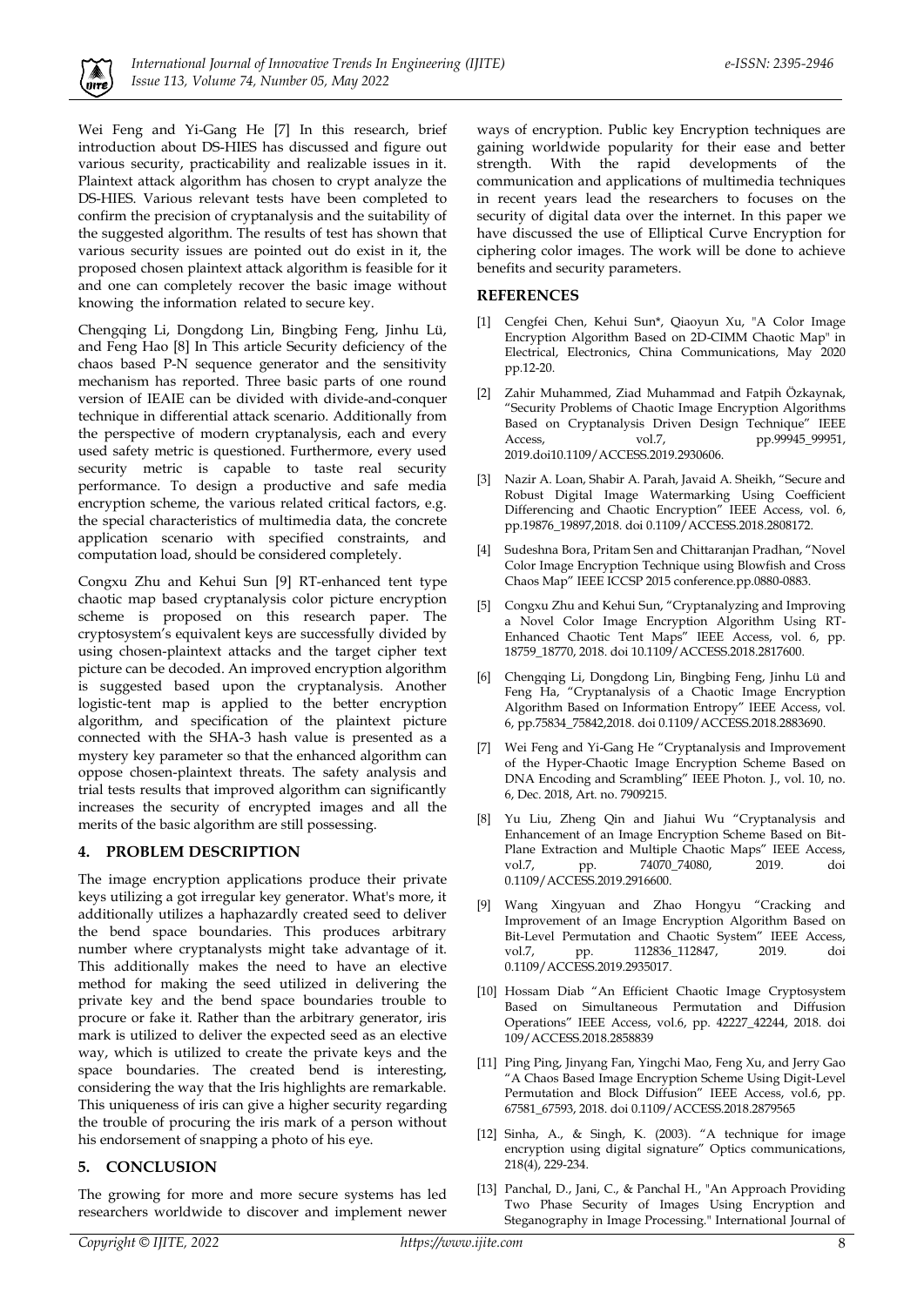Wei Feng and Yi-Gang He [7] In this research, brief introduction about DS-HIES has discussed and figure out various security, practicability and realizable issues in it. Plaintext attack algorithm has chosen to crypt analyze the DS-HIES. Various relevant tests have been completed to confirm the precision of cryptanalysis and the suitability of the suggested algorithm. The results of test has shown that various security issues are pointed out do exist in it, the proposed chosen plaintext attack algorithm is feasible for it and one can completely recover the basic image without knowing the information related to secure key.

Chengqing Li, Dongdong Lin, Bingbing Feng, Jinhu Lü, and Feng Hao [8] In This article Security deficiency of the chaos based P-N sequence generator and the sensitivity mechanism has reported. Three basic parts of one round version of IEAIE can be divided with divide-and-conquer technique in differential attack scenario. Additionally from the perspective of modern cryptanalysis, each and every used safety metric is questioned. Furthermore, every used security metric is capable to taste real security performance. To design a productive and safe media encryption scheme, the various related critical factors, e.g. the special characteristics of multimedia data, the concrete application scenario with specified constraints, and computation load, should be considered completely.

Congxu Zhu and Kehui Sun [9] RT-enhanced tent type chaotic map based cryptanalysis color picture encryption scheme is proposed on this research paper. The cryptosystem's equivalent keys are successfully divided by using chosen-plaintext attacks and the target cipher text picture can be decoded. An improved encryption algorithm is suggested based upon the cryptanalysis. Another logistic-tent map is applied to the better encryption algorithm, and specification of the plaintext picture connected with the SHA-3 hash value is presented as a mystery key parameter so that the enhanced algorithm can oppose chosen-plaintext threats. The safety analysis and trial tests results that improved algorithm can significantly increases the security of encrypted images and all the merits of the basic algorithm are still possessing.

## 4. PROBLEM DESCRIPTION

The image encryption applications produce their private keys utilizing a got irregular key generator. What's more, it additionally utilizes a haphazardly created seed to deliver the bend space boundaries. This produces arbitrary number where cryptanalysts might take advantage of it. This additionally makes the need to have an elective method for making the seed utilized in delivering the private key and the bend space boundaries trouble to procure or fake it. Rather than the arbitrary generator, iris mark is utilized to deliver the expected seed as an elective way, which is utilized to create the private keys and the space boundaries. The created bend is interesting, considering the way that the Iris highlights are remarkable. This uniqueness of iris can give a higher security regarding the trouble of procuring the iris mark of a person without his endorsement of snapping a photo of his eye.

## 5. CONCLUSION

The growing for more and more secure systems has led researchers worldwide to discover and implement newer ways of encryption. Public key Encryption techniques are gaining worldwide popularity for their ease and better strength. With the rapid developments of the communication and applications of multimedia techniques in recent years lead the researchers to focuses on the security of digital data over the internet. In this paper we have discussed the use of Elliptical Curve Encryption for ciphering color images. The work will be done to achieve benefits and security parameters.

## REFERENCES

[1] Cengfei Chen, Kehui Sun*, Qiaoyun Xu, "A Color Image Encryption Algorithm Based on 2D-CIMM Chaotic Map" in Electrical, Electronics, China Communications, May 2020 pp.12-20.

[2] Zahir Muhammed, Ziad Muhammad and Fatpih Özkaynak, "Security Problems of Chaotic Image Encryption Algorithms Based on Cryptanalysis Driven Design Technique" IEEE Access, vol.7, pp.99945_99951, 2019.doi10.1109/ACCESS.2019.2930606.

[3] Nazir A. Loan, Shabir A. Parah, Javaid A. Sheikh, "Secure and Robust Digital Image Watermarking Using Coefficient Differencing and Chaotic Encryption" IEEE Access, vol. 6, pp.19876_19897,2018. doi 0.1109/ACCESS.2018.2808172.

[4] Sudeshna Bora, Pritam Sen and Chittaranjan Pradhan, "Novel Color Image Encryption Technique using Blowfish and Cross Chaos Map" IEEE ICCSP 2015 conference.pp.0880-0883.

[5] Congxu Zhu and Kehui Sun, "Cryptanalyzing and Improving a Novel Color Image Encryption Algorithm Using RT-Enhanced Chaotic Tent Maps" IEEE Access, vol. 6, pp. 18759_18770, 2018. doi 10.1109/ACCESS.2018.2817600.

[6] Chengqing Li, Dongdong Lin, Bingbing Feng, Jinhu Lü and Feng Ha, "Cryptanalysis of a Chaotic Image Encryption Algorithm Based on Information Entropy" IEEE Access, vol. 6, pp.75834_75842,2018. doi 0.1109/ACCESS.2018.2883690.

[7] Wei Feng and Yi-Gang He "Cryptanalysis and Improvement of the Hyper-Chaotic Image Encryption Scheme Based on DNA Encoding and Scrambling" IEEE Photon. J., vol. 10, no. 6, Dec. 2018, Art. no. 7909215.

[8] Yu Liu, Zheng Qin and Jiahui Wu "Cryptanalysis and Enhancement of an Image Encryption Scheme Based on Bit-Plane Extraction and Multiple Chaotic Maps" IEEE Access, vol.7, pp. 74070_74080, 2019. doi 0.1109/ACCESS.2019.2916600.

[9] Wang Xingyuan and Zhao Hongyu "Cracking and Improvement of an Image Encryption Algorithm Based on Bit-Level Permutation and Chaotic System" IEEE Access, vol.7, pp. 112836_112847, 2019. doi 0.1109/ACCESS.2019.2935017.

[10] Hossam Diab "An Efficient Chaotic Image Cryptosystem Based on Simultaneous Permutation and Diffusion Operations" IEEE Access, vol.6, pp. 42227_42244, 2018. doi 109/ACCESS.2018.2858839

[11] Ping Ping, Jinyang Fan, Yingchi Mao, Feng Xu, and Jerry Gao "A Chaos Based Image Encryption Scheme Using Digit-Level Permutation and Block Diffusion" IEEE Access, vol.6, pp. 67581_67593, 2018. doi 0.1109/ACCESS.2018.2879565

[12] Sinha, A., & Singh, K. (2003). "A technique for image encryption using digital signature" Optics communications, 218(4), 229-234.

[13] Panchal, D., Jani, C., & Panchal H., "An Approach Providing Two Phase Security of Images Using Encryption and Steganography in Image Processing." International Journal of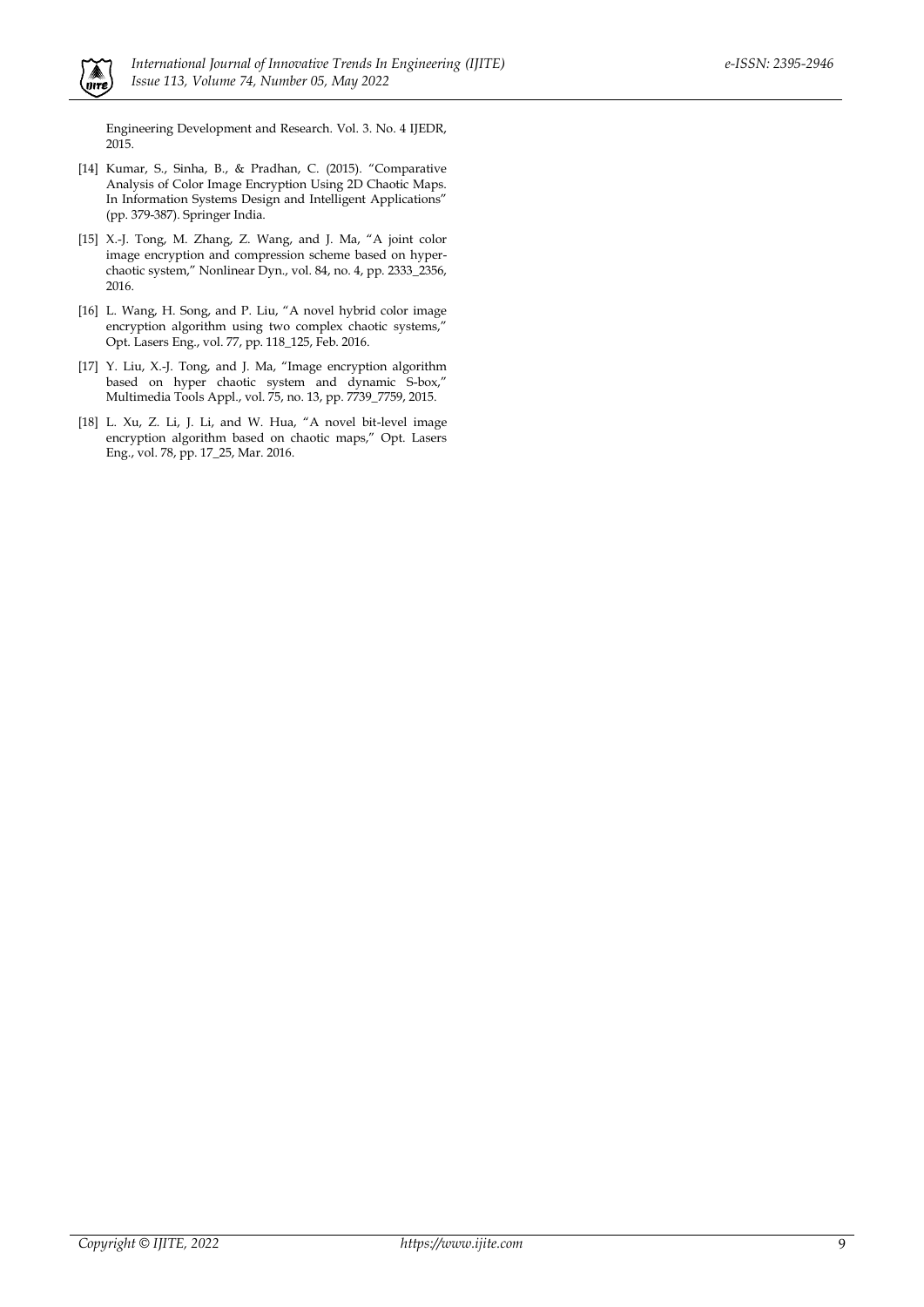Engineering Development and Research. Vol. 3. No. 4 IJEDR, 2015.

[14] Kumar, S., Sinha, B., & Pradhan, C. (2015). "Comparative Analysis of Color Image Encryption Using 2D Chaotic Maps. In Information Systems Design and Intelligent Applications" (pp. 379-387). Springer India.

[15] X.-J. Tong, M. Zhang, Z. Wang, and J. Ma, "A joint color image encryption and compression scheme based on hyper-chaotic system," Nonlinear Dyn., vol. 84, no. 4, pp. 2333_2356, 2016.

[16] L. Wang, H. Song, and P. Liu, "A novel hybrid color image encryption algorithm using two complex chaotic systems," Opt. Lasers Eng., vol. 77, pp. 118_125, Feb. 2016.

[17] Y. Liu, X.-J. Tong, and J. Ma, "Image encryption algorithm based on hyper chaotic system and dynamic S-box," Multimedia Tools Appl., vol. 75, no. 13, pp. 7739_7759, 2015.

[18] L. Xu, Z. Li, J. Li, and W. Hua, "A novel bit-level image encryption algorithm based on chaotic maps," Opt. Lasers Eng., vol. 78, pp. 17_25, Mar. 2016.